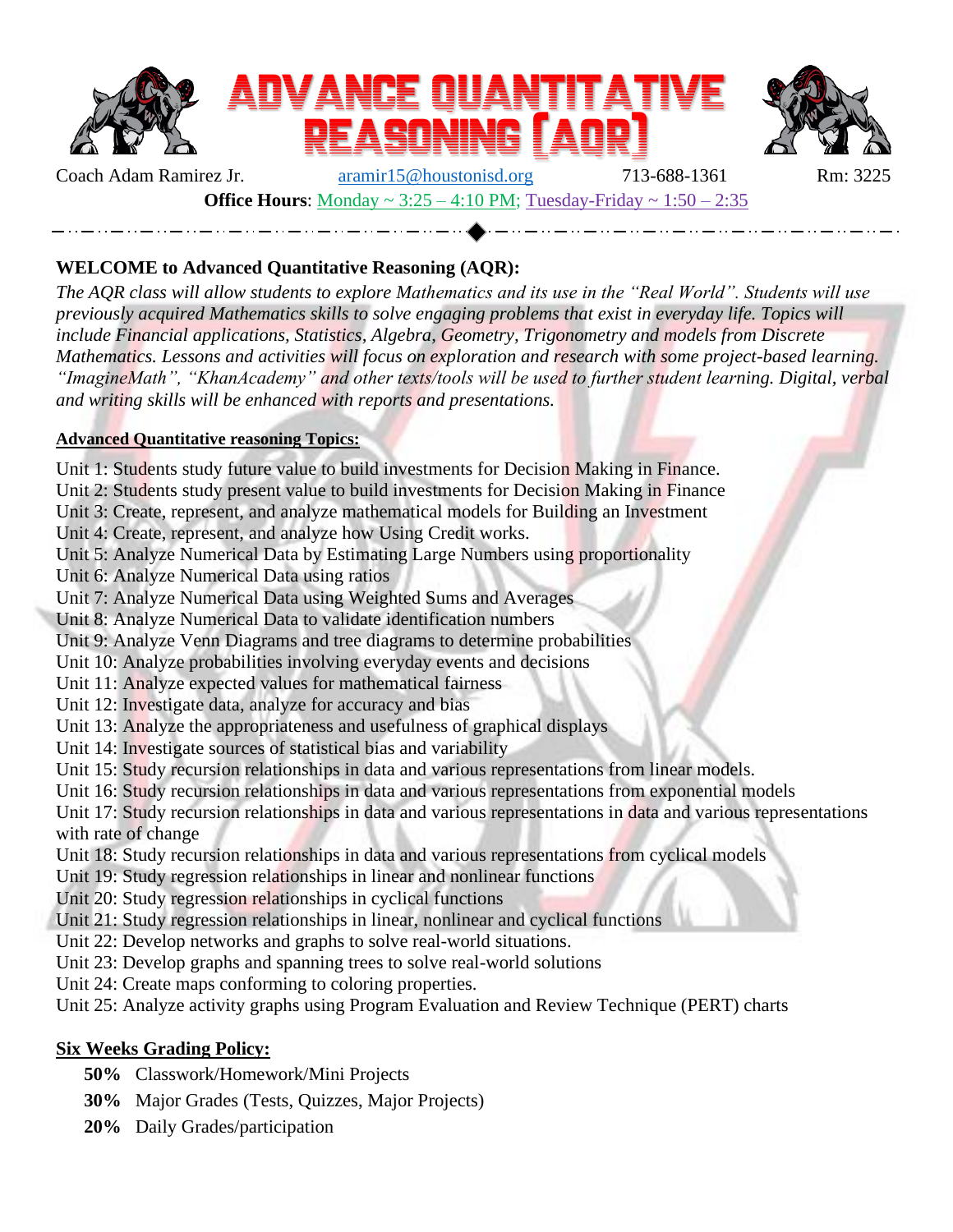# ADVANCE QUANTITATIVE REASONING (AQR)

Coach Adam Ramirez Jr. aramir15@houstonisd.org 713-688-1361 Rm: 3225

**Office Hours**: Monday ~ 3:25 – 4:10 PM; Tuesday-Friday ~ 1:50 – 2:35

---

**WELCOME to Advanced Quantitative Reasoning (AQR):**

*The AQR class will allow students to explore Mathematics and its use in the "Real World". Students will use previously acquired Mathematics skills to solve engaging problems that exist in everyday life. Topics will include Financial applications, Statistics, Algebra, Geometry, Trigonometry and models from Discrete Mathematics. Lessons and activities will focus on exploration and research with some project-based learning. "ImagineMath", "KhanAcademy" and other texts/tools will be used to further student learning. Digital, verbal and writing skills will be enhanced with reports and presentations.*

**Advanced Quantitative reasoning Topics:**

Unit 1: Students study future value to build investments for Decision Making in Finance.
Unit 2: Students study present value to build investments for Decision Making in Finance
Unit 3: Create, represent, and analyze mathematical models for Building an Investment
Unit 4: Create, represent, and analyze how Using Credit works.
Unit 5: Analyze Numerical Data by Estimating Large Numbers using proportionality
Unit 6: Analyze Numerical Data using ratios
Unit 7: Analyze Numerical Data using Weighted Sums and Averages
Unit 8: Analyze Numerical Data to validate identification numbers
Unit 9: Analyze Venn Diagrams and tree diagrams to determine probabilities
Unit 10: Analyze probabilities involving everyday events and decisions
Unit 11: Analyze expected values for mathematical fairness
Unit 12: Investigate data, analyze for accuracy and bias
Unit 13: Analyze the appropriateness and usefulness of graphical displays
Unit 14: Investigate sources of statistical bias and variability
Unit 15: Study recursion relationships in data and various representations from linear models.
Unit 16: Study recursion relationships in data and various representations from exponential models
Unit 17: Study recursion relationships in data and various representations in data and various representations with rate of change
Unit 18: Study recursion relationships in data and various representations from cyclical models
Unit 19: Study regression relationships in linear and nonlinear functions
Unit 20: Study regression relationships in cyclical functions
Unit 21: Study regression relationships in linear, nonlinear and cyclical functions
Unit 22: Develop networks and graphs to solve real-world situations.
Unit 23: Develop graphs and spanning trees to solve real-world solutions
Unit 24: Create maps conforming to coloring properties.
Unit 25: Analyze activity graphs using Program Evaluation and Review Technique (PERT) charts

**Six Weeks Grading Policy:**

- **50%** Classwork/Homework/Mini Projects
- **30%** Major Grades (Tests, Quizzes, Major Projects)
- **20%** Daily Grades/participation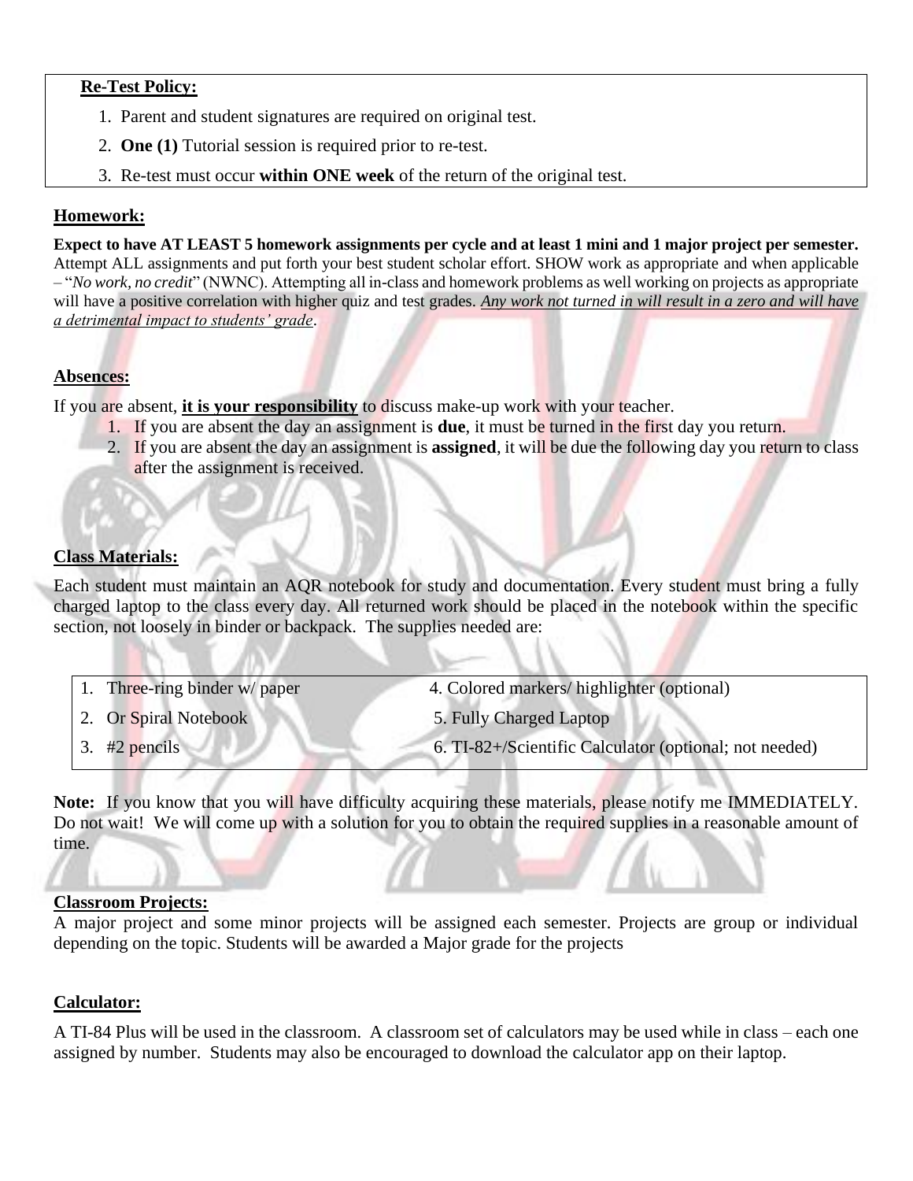**Re-Test Policy:**

1. Parent and student signatures are required on original test.
2. **One (1)** Tutorial session is required prior to re-test.
3. Re-test must occur **within ONE week** of the return of the original test.

## Homework:

**Expect to have AT LEAST 5 homework assignments per cycle and at least 1 mini and 1 major project per semester.** Attempt ALL assignments and put forth your best student scholar effort. SHOW work as appropriate and when applicable – "*No work, no credit*" (NWNC). Attempting all in-class and homework problems as well working on projects as appropriate will have a positive correlation with higher quiz and test grades. *Any work not turned in will result in a zero and will have a detrimental impact to students' grade*.

## Absences:

If you are absent, **it is your responsibility** to discuss make-up work with your teacher.

1. If you are absent the day an assignment is **due**, it must be turned in the first day you return.
2. If you are absent the day an assignment is **assigned**, it will be due the following day you return to class after the assignment is received.

## Class Materials:

Each student must maintain an AQR notebook for study and documentation. Every student must bring a fully charged laptop to the class every day. All returned work should be placed in the notebook within the specific section, not loosely in binder or backpack. The supplies needed are:

| | |
|---|---|
| 1. Three-ring binder w/ paper | 4. Colored markers/ highlighter (optional) |
| 2. Or Spiral Notebook | 5. Fully Charged Laptop |
| 3. #2 pencils | 6. TI-82+/Scientific Calculator (optional; not needed) |

**Note:** If you know that you will have difficulty acquiring these materials, please notify me IMMEDIATELY. Do not wait! We will come up with a solution for you to obtain the required supplies in a reasonable amount of time.

## Classroom Projects:

A major project and some minor projects will be assigned each semester. Projects are group or individual depending on the topic. Students will be awarded a Major grade for the projects

## Calculator:

A TI-84 Plus will be used in the classroom. A classroom set of calculators may be used while in class – each one assigned by number. Students may also be encouraged to download the calculator app on their laptop.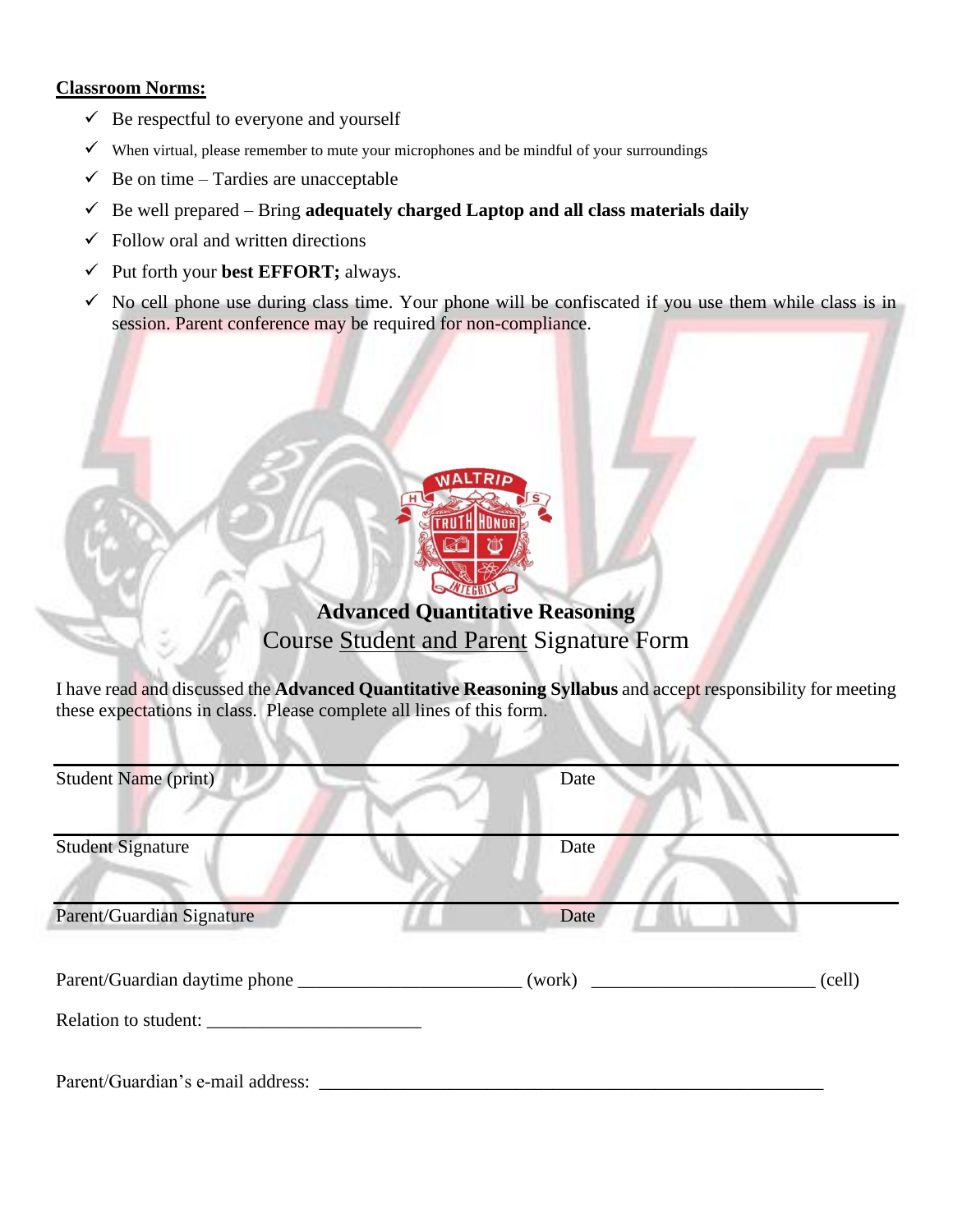**Classroom Norms:**

- ✓ Be respectful to everyone and yourself
- ✓ When virtual, please remember to mute your microphones and be mindful of your surroundings
- ✓ Be on time – Tardies are unacceptable
- ✓ Be well prepared – Bring **adequately charged Laptop and all class materials daily**
- ✓ Follow oral and written directions
- ✓ Put forth your **best EFFORT;** always.
- ✓ No cell phone use during class time. Your phone will be confiscated if you use them while class is in session. Parent conference may be required for non-compliance.

WALTRIP H S TRUTH HONOR INTEGRITY

**Advanced Quantitative Reasoning**

Course Student and Parent Signature Form

I have read and discussed the **Advanced Quantitative Reasoning Syllabus** and accept responsibility for meeting these expectations in class. Please complete all lines of this form.

Student Name (print) Date

Student Signature Date

Parent/Guardian Signature Date

Parent/Guardian daytime phone _______________________ (work) _______________________ (cell)

Relation to student: ______________________

Parent/Guardian's e-mail address: ______________________________________________________